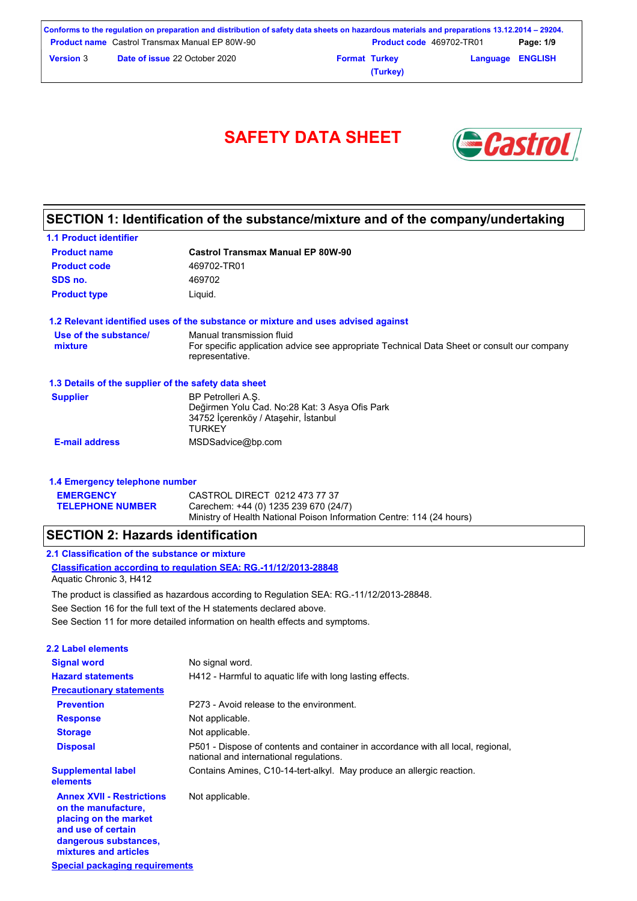# SAFETY DATA SHEET

## SECTION 1: Identification of the substance/mixture and of the company/undertaking

### 1.1 Product identifier

| | |
|---|---|
| **Product name** | **Castrol Transmax Manual EP 80W-90** |
| **Product code** | 469702-TR01 |
| **SDS no.** | 469702 |
| **Product type** | Liquid. |

### 1.2 Relevant identified uses of the substance or mixture and uses advised against

| | |
|---|---|
| **Use of the substance/ mixture** | Manual transmission fluid<br>For specific application advice see appropriate Technical Data Sheet or consult our company representative. |

### 1.3 Details of the supplier of the safety data sheet

| | |
|---|---|
| **Supplier** | BP Petrolleri A.Ş.<br>Değirmen Yolu Cad. No:28 Kat: 3 Asya Ofis Park<br>34752 İçerenköy / Ataşehir, İstanbul<br>TURKEY |
| **E-mail address** | MSDSadvice@bp.com |

### 1.4 Emergency telephone number

| | |
|---|---|
| **EMERGENCY TELEPHONE NUMBER** | CASTROL DIRECT 0212 473 77 37<br>Carechem: +44 (0) 1235 239 670 (24/7)<br>Ministry of Health National Poison Information Centre: 114 (24 hours) |

## SECTION 2: Hazards identification

### 2.1 Classification of the substance or mixture

**Classification according to regulation SEA: RG.-11/12/2013-28848**

Aquatic Chronic 3, H412

The product is classified as hazardous according to Regulation SEA: RG.-11/12/2013-28848.

See Section 16 for the full text of the H statements declared above.

See Section 11 for more detailed information on health effects and symptoms.

### 2.2 Label elements

| | |
|---|---|
| **Signal word** | No signal word. |
| **Hazard statements** | H412 - Harmful to aquatic life with long lasting effects. |
| **Precautionary statements** | |
| **Prevention** | P273 - Avoid release to the environment. |
| **Response** | Not applicable. |
| **Storage** | Not applicable. |
| **Disposal** | P501 - Dispose of contents and container in accordance with all local, regional, national and international regulations. |
| **Supplemental label elements** | Contains Amines, C10-14-tert-alkyl. May produce an allergic reaction. |
| **Annex XVII - Restrictions on the manufacture, placing on the market and use of certain dangerous substances, mixtures and articles** | Not applicable. |

**Special packaging requirements**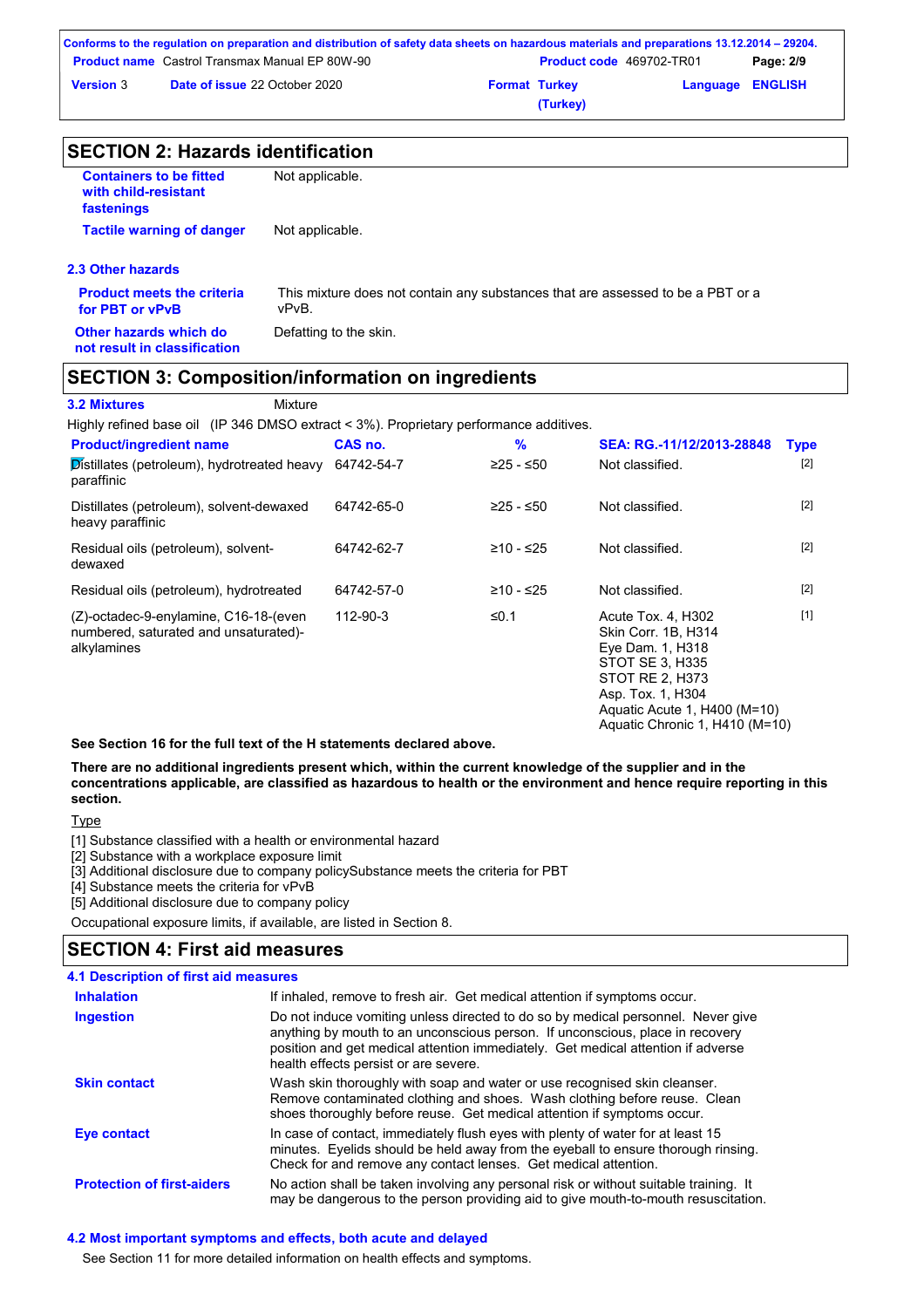## SECTION 2: Hazards identification

**Containers to be fitted with child-resistant fastenings** Not applicable.

**Tactile warning of danger** Not applicable.

### 2.3 Other hazards

**Product meets the criteria for PBT or vPvB** This mixture does not contain any substances that are assessed to be a PBT or a vPvB.

**Other hazards which do not result in classification** Defatting to the skin.

## SECTION 3: Composition/information on ingredients

**3.2 Mixtures** Mixture

Highly refined base oil (IP 346 DMSO extract < 3%). Proprietary performance additives.

| Product/ingredient name | CAS no. | % | SEA: RG.-11/12/2013-28848 | Type |
|---|---|---|---|---|
| Distillates (petroleum), hydrotreated heavy paraffinic | 64742-54-7 | ≥25 - ≤50 | Not classified. | [2] |
| Distillates (petroleum), solvent-dewaxed heavy paraffinic | 64742-65-0 | ≥25 - ≤50 | Not classified. | [2] |
| Residual oils (petroleum), solvent-dewaxed | 64742-62-7 | ≥10 - ≤25 | Not classified. | [2] |
| Residual oils (petroleum), hydrotreated | 64742-57-0 | ≥10 - ≤25 | Not classified. | [2] |
| (Z)-octadec-9-enylamine, C16-18-(even numbered, saturated and unsaturated)-alkylamines | 112-90-3 | ≤0.1 | Acute Tox. 4, H302<br>Skin Corr. 1B, H314<br>Eye Dam. 1, H318<br>STOT SE 3, H335<br>STOT RE 2, H373<br>Asp. Tox. 1, H304<br>Aquatic Acute 1, H400 (M=10)<br>Aquatic Chronic 1, H410 (M=10) | [1] |

**See Section 16 for the full text of the H statements declared above.**

**There are no additional ingredients present which, within the current knowledge of the supplier and in the concentrations applicable, are classified as hazardous to health or the environment and hence require reporting in this section.**

Type

[1] Substance classified with a health or environmental hazard
[2] Substance with a workplace exposure limit
[3] Additional disclosure due to company policySubstance meets the criteria for PBT
[4] Substance meets the criteria for vPvB
[5] Additional disclosure due to company policy

Occupational exposure limits, if available, are listed in Section 8.

## SECTION 4: First aid measures

### 4.1 Description of first aid measures

**Inhalation** If inhaled, remove to fresh air. Get medical attention if symptoms occur.

**Ingestion** Do not induce vomiting unless directed to do so by medical personnel. Never give anything by mouth to an unconscious person. If unconscious, place in recovery position and get medical attention immediately. Get medical attention if adverse health effects persist or are severe.

**Skin contact** Wash skin thoroughly with soap and water or use recognised skin cleanser. Remove contaminated clothing and shoes. Wash clothing before reuse. Clean shoes thoroughly before reuse. Get medical attention if symptoms occur.

**Eye contact** In case of contact, immediately flush eyes with plenty of water for at least 15 minutes. Eyelids should be held away from the eyeball to ensure thorough rinsing. Check for and remove any contact lenses. Get medical attention.

**Protection of first-aiders** No action shall be taken involving any personal risk or without suitable training. It may be dangerous to the person providing aid to give mouth-to-mouth resuscitation.

### 4.2 Most important symptoms and effects, both acute and delayed

See Section 11 for more detailed information on health effects and symptoms.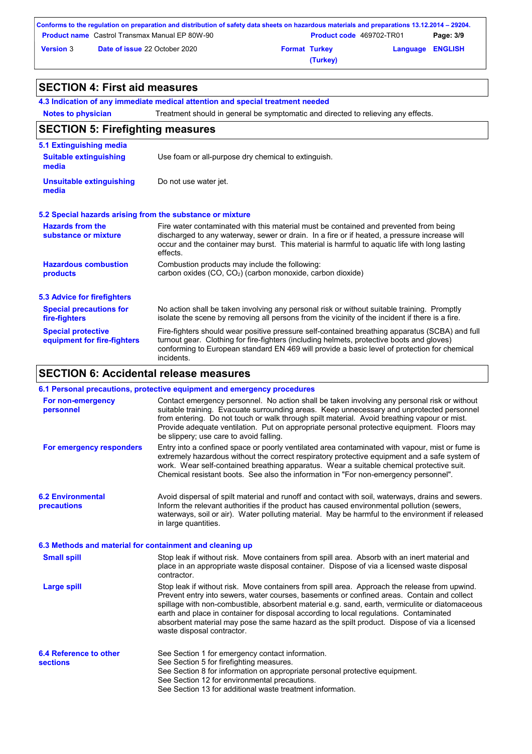## SECTION 4: First aid measures

### 4.3 Indication of any immediate medical attention and special treatment needed

**Notes to physician** Treatment should in general be symptomatic and directed to relieving any effects.

## SECTION 5: Firefighting measures

### 5.1 Extinguishing media

**Suitable extinguishing media** Use foam or all-purpose dry chemical to extinguish.

**Unsuitable extinguishing media** Do not use water jet.

### 5.2 Special hazards arising from the substance or mixture

**Hazards from the substance or mixture** Fire water contaminated with this material must be contained and prevented from being discharged to any waterway, sewer or drain. In a fire or if heated, a pressure increase will occur and the container may burst. This material is harmful to aquatic life with long lasting effects.

**Hazardous combustion products** Combustion products may include the following:
carbon oxides (CO, $CO_2$) (carbon monoxide, carbon dioxide)

### 5.3 Advice for firefighters

**Special precautions for fire-fighters** No action shall be taken involving any personal risk or without suitable training. Promptly isolate the scene by removing all persons from the vicinity of the incident if there is a fire.

**Special protective equipment for fire-fighters** Fire-fighters should wear positive pressure self-contained breathing apparatus (SCBA) and full turnout gear. Clothing for fire-fighters (including helmets, protective boots and gloves) conforming to European standard EN 469 will provide a basic level of protection for chemical incidents.

## SECTION 6: Accidental release measures

### 6.1 Personal precautions, protective equipment and emergency procedures

**For non-emergency personnel** Contact emergency personnel. No action shall be taken involving any personal risk or without suitable training. Evacuate surrounding areas. Keep unnecessary and unprotected personnel from entering. Do not touch or walk through spilt material. Avoid breathing vapour or mist. Provide adequate ventilation. Put on appropriate personal protective equipment. Floors may be slippery; use care to avoid falling.

**For emergency responders** Entry into a confined space or poorly ventilated area contaminated with vapour, mist or fume is extremely hazardous without the correct respiratory protective equipment and a safe system of work. Wear self-contained breathing apparatus. Wear a suitable chemical protective suit. Chemical resistant boots. See also the information in "For non-emergency personnel".

### 6.2 Environmental precautions

Avoid dispersal of spilt material and runoff and contact with soil, waterways, drains and sewers. Inform the relevant authorities if the product has caused environmental pollution (sewers, waterways, soil or air). Water polluting material. May be harmful to the environment if released in large quantities.

### 6.3 Methods and material for containment and cleaning up

**Small spill** Stop leak if without risk. Move containers from spill area. Absorb with an inert material and place in an appropriate waste disposal container. Dispose of via a licensed waste disposal contractor.

**Large spill** Stop leak if without risk. Move containers from spill area. Approach the release from upwind. Prevent entry into sewers, water courses, basements or confined areas. Contain and collect spillage with non-combustible, absorbent material e.g. sand, earth, vermiculite or diatomaceous earth and place in container for disposal according to local regulations. Contaminated absorbent material may pose the same hazard as the spilt product. Dispose of via a licensed waste disposal contractor.

### 6.4 Reference to other sections

See Section 1 for emergency contact information.
See Section 5 for firefighting measures.
See Section 8 for information on appropriate personal protective equipment.
See Section 12 for environmental precautions.
See Section 13 for additional waste treatment information.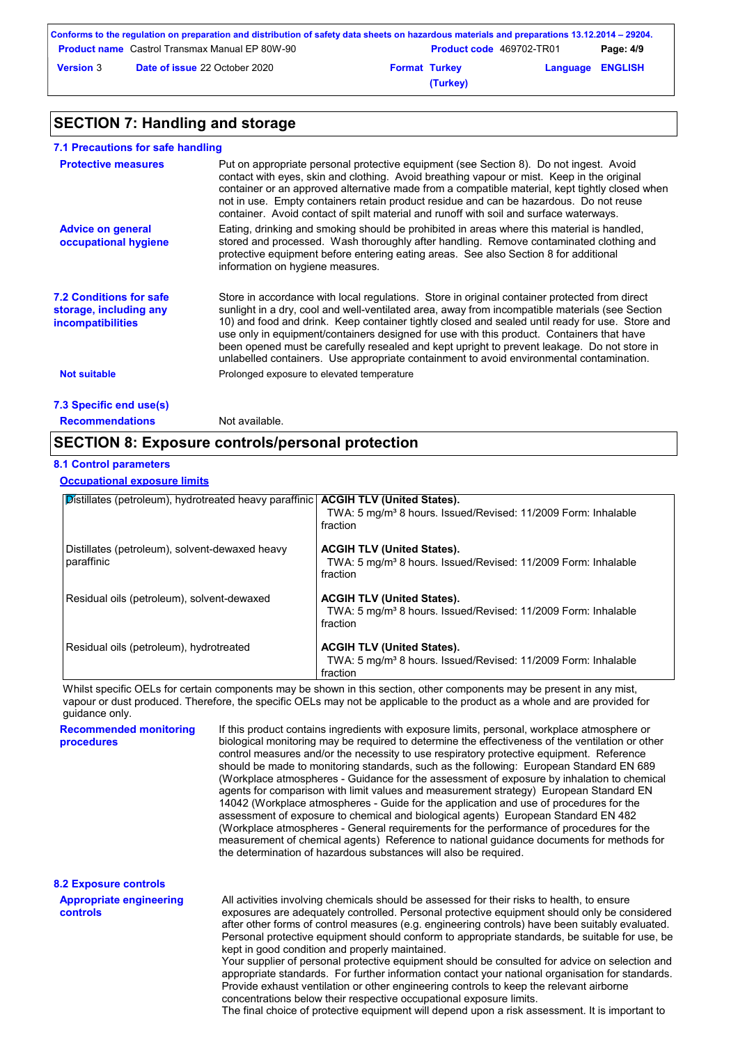## SECTION 7: Handling and storage

### 7.1 Precautions for safe handling

**Protective measures**

Put on appropriate personal protective equipment (see Section 8). Do not ingest. Avoid contact with eyes, skin and clothing. Avoid breathing vapour or mist. Keep in the original container or an approved alternative made from a compatible material, kept tightly closed when not in use. Empty containers retain product residue and can be hazardous. Do not reuse container. Avoid contact of spilt material and runoff with soil and surface waterways.

**Advice on general occupational hygiene**

Eating, drinking and smoking should be prohibited in areas where this material is handled, stored and processed. Wash thoroughly after handling. Remove contaminated clothing and protective equipment before entering eating areas. See also Section 8 for additional information on hygiene measures.

### 7.2 Conditions for safe storage, including any incompatibilities

Store in accordance with local regulations. Store in original container protected from direct sunlight in a dry, cool and well-ventilated area, away from incompatible materials (see Section 10) and food and drink. Keep container tightly closed and sealed until ready for use. Store and use only in equipment/containers designed for use with this product. Containers that have been opened must be carefully resealed and kept upright to prevent leakage. Do not store in unlabelled containers. Use appropriate containment to avoid environmental contamination.

**Not suitable**

Prolonged exposure to elevated temperature

### 7.3 Specific end use(s)

**Recommendations**

Not available.

## SECTION 8: Exposure controls/personal protection

### 8.1 Control parameters

**Occupational exposure limits**

| Component | Exposure limit |
|---|---|
| Distillates (petroleum), hydrotreated heavy paraffinic | **ACGIH TLV (United States).** TWA: 5 mg/m³ 8 hours. Issued/Revised: 11/2009 Form: Inhalable fraction |
| Distillates (petroleum), solvent-dewaxed heavy paraffinic | **ACGIH TLV (United States).** TWA: 5 mg/m³ 8 hours. Issued/Revised: 11/2009 Form: Inhalable fraction |
| Residual oils (petroleum), solvent-dewaxed | **ACGIH TLV (United States).** TWA: 5 mg/m³ 8 hours. Issued/Revised: 11/2009 Form: Inhalable fraction |
| Residual oils (petroleum), hydrotreated | **ACGIH TLV (United States).** TWA: 5 mg/m³ 8 hours. Issued/Revised: 11/2009 Form: Inhalable fraction |

Whilst specific OELs for certain components may be shown in this section, other components may be present in any mist, vapour or dust produced. Therefore, the specific OELs may not be applicable to the product as a whole and are provided for guidance only.

**Recommended monitoring procedures**

If this product contains ingredients with exposure limits, personal, workplace atmosphere or biological monitoring may be required to determine the effectiveness of the ventilation or other control measures and/or the necessity to use respiratory protective equipment. Reference should be made to monitoring standards, such as the following: European Standard EN 689 (Workplace atmospheres - Guidance for the assessment of exposure by inhalation to chemical agents for comparison with limit values and measurement strategy) European Standard EN 14042 (Workplace atmospheres - Guide for the application and use of procedures for the assessment of exposure to chemical and biological agents) European Standard EN 482 (Workplace atmospheres - General requirements for the performance of procedures for the measurement of chemical agents) Reference to national guidance documents for methods for the determination of hazardous substances will also be required.

### 8.2 Exposure controls

**Appropriate engineering controls**

All activities involving chemicals should be assessed for their risks to health, to ensure exposures are adequately controlled. Personal protective equipment should only be considered after other forms of control measures (e.g. engineering controls) have been suitably evaluated. Personal protective equipment should conform to appropriate standards, be suitable for use, be kept in good condition and properly maintained.
Your supplier of personal protective equipment should be consulted for advice on selection and appropriate standards. For further information contact your national organisation for standards.
Provide exhaust ventilation or other engineering controls to keep the relevant airborne concentrations below their respective occupational exposure limits.
The final choice of protective equipment will depend upon a risk assessment. It is important to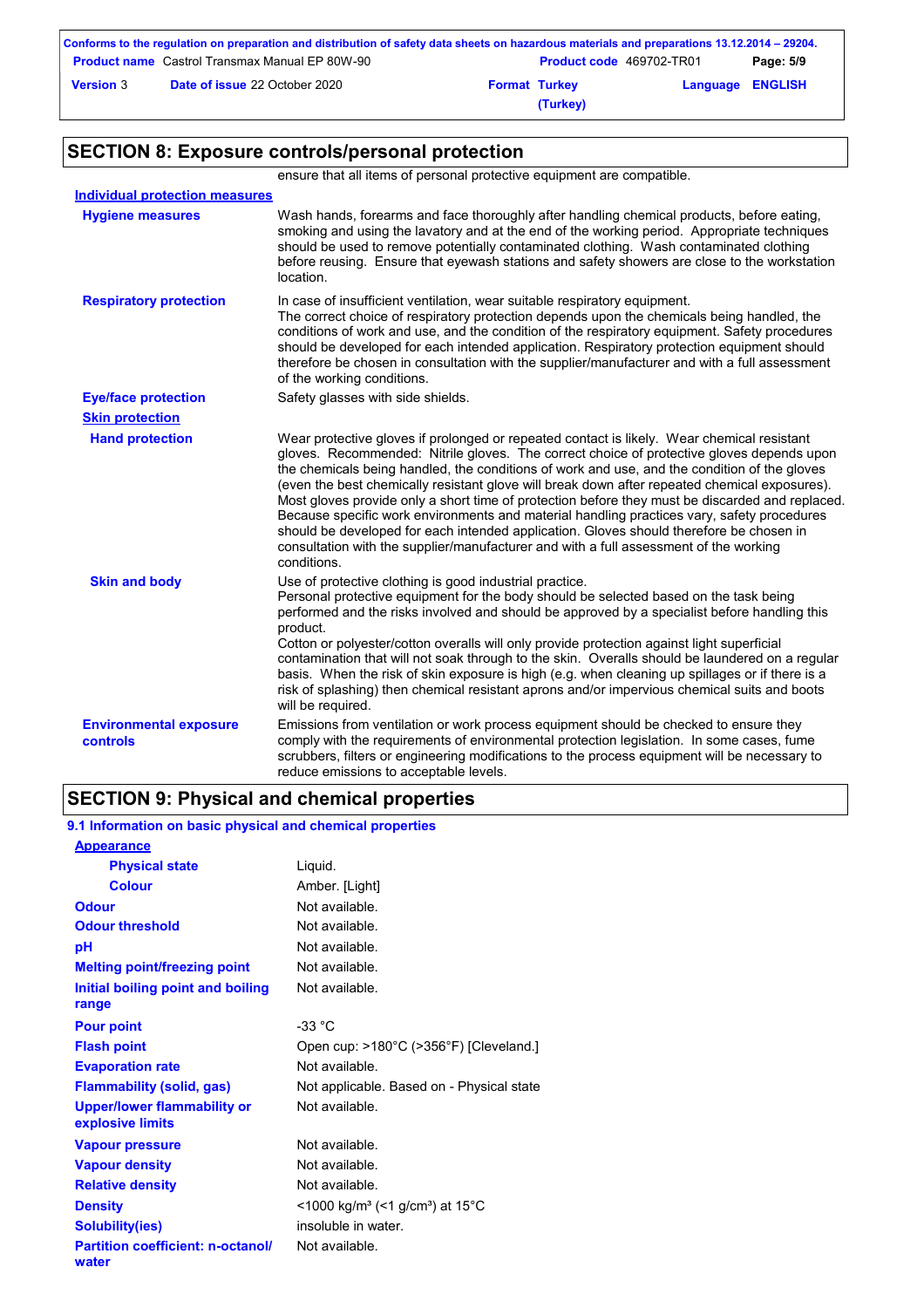## SECTION 8: Exposure controls/personal protection

ensure that all items of personal protective equipment are compatible.

**Individual protection measures**

**Hygiene measures**

Wash hands, forearms and face thoroughly after handling chemical products, before eating, smoking and using the lavatory and at the end of the working period. Appropriate techniques should be used to remove potentially contaminated clothing. Wash contaminated clothing before reusing. Ensure that eyewash stations and safety showers are close to the workstation location.

**Respiratory protection**

In case of insufficient ventilation, wear suitable respiratory equipment.
The correct choice of respiratory protection depends upon the chemicals being handled, the conditions of work and use, and the condition of the respiratory equipment. Safety procedures should be developed for each intended application. Respiratory protection equipment should therefore be chosen in consultation with the supplier/manufacturer and with a full assessment of the working conditions.

**Eye/face protection**

Safety glasses with side shields.

**Skin protection**

**Hand protection**

Wear protective gloves if prolonged or repeated contact is likely. Wear chemical resistant gloves. Recommended: Nitrile gloves. The correct choice of protective gloves depends upon the chemicals being handled, the conditions of work and use, and the condition of the gloves (even the best chemically resistant glove will break down after repeated chemical exposures). Most gloves provide only a short time of protection before they must be discarded and replaced. Because specific work environments and material handling practices vary, safety procedures should be developed for each intended application. Gloves should therefore be chosen in consultation with the supplier/manufacturer and with a full assessment of the working conditions.

**Skin and body**

Use of protective clothing is good industrial practice.
Personal protective equipment for the body should be selected based on the task being performed and the risks involved and should be approved by a specialist before handling this product.
Cotton or polyester/cotton overalls will only provide protection against light superficial contamination that will not soak through to the skin. Overalls should be laundered on a regular basis. When the risk of skin exposure is high (e.g. when cleaning up spillages or if there is a risk of splashing) then chemical resistant aprons and/or impervious chemical suits and boots will be required.

**Environmental exposure controls**

Emissions from ventilation or work process equipment should be checked to ensure they comply with the requirements of environmental protection legislation. In some cases, fume scrubbers, filters or engineering modifications to the process equipment will be necessary to reduce emissions to acceptable levels.

## SECTION 9: Physical and chemical properties

### 9.1 Information on basic physical and chemical properties

**Appearance**

| | |
|---|---|
| **Physical state** | Liquid. |
| **Colour** | Amber. [Light] |
| **Odour** | Not available. |
| **Odour threshold** | Not available. |
| **pH** | Not available. |
| **Melting point/freezing point** | Not available. |
| **Initial boiling point and boiling range** | Not available. |
| **Pour point** | -33 °C |
| **Flash point** | Open cup: >180°C (>356°F) [Cleveland.] |
| **Evaporation rate** | Not available. |
| **Flammability (solid, gas)** | Not applicable. Based on - Physical state |
| **Upper/lower flammability or explosive limits** | Not available. |
| **Vapour pressure** | Not available. |
| **Vapour density** | Not available. |
| **Relative density** | Not available. |
| **Density** | <1000 kg/m³ (<1 g/cm³) at 15°C |
| **Solubility(ies)** | insoluble in water. |
| **Partition coefficient: n-octanol/water** | Not available. |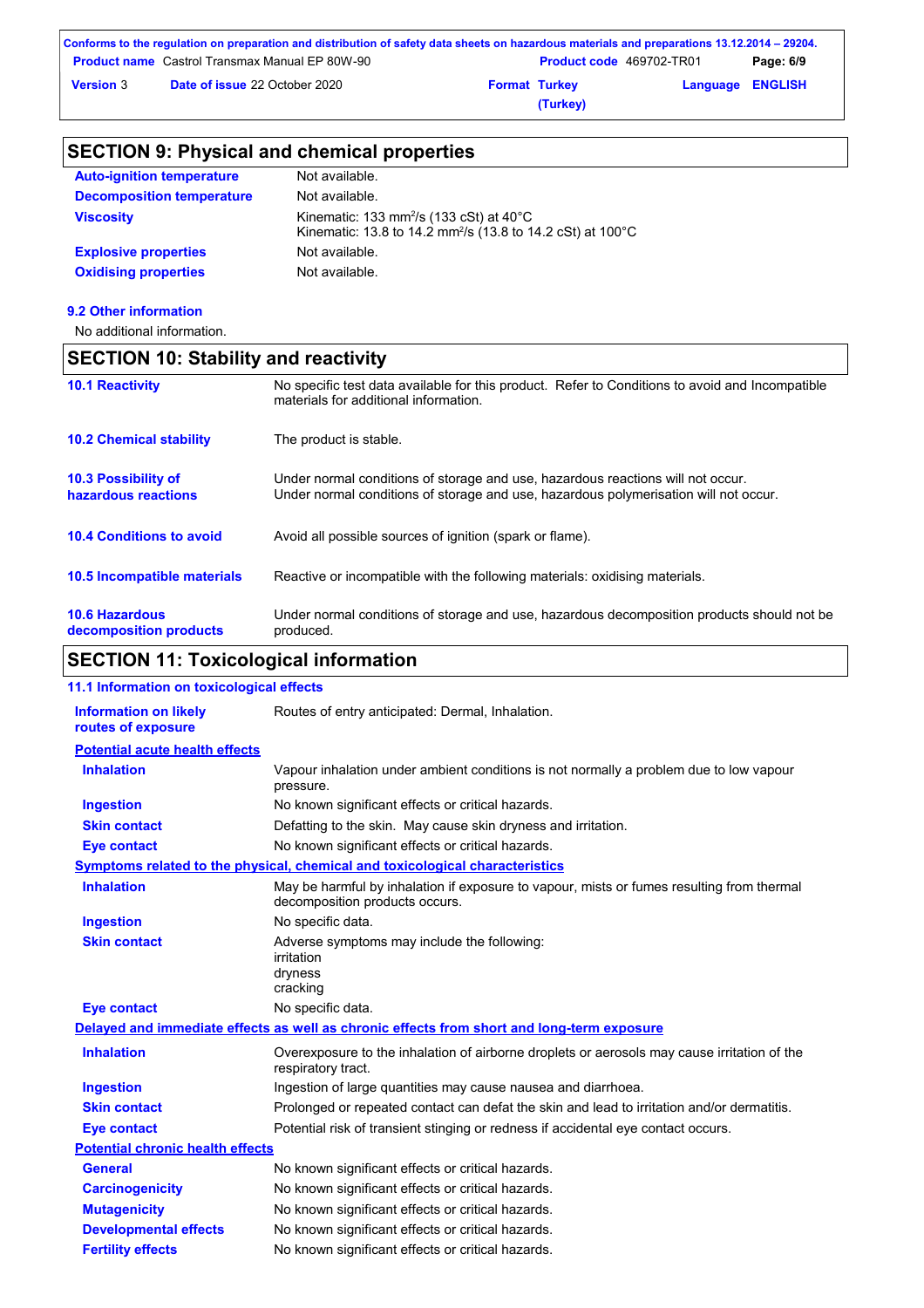## SECTION 9: Physical and chemical properties

| | |
|---|---|
| **Auto-ignition temperature** | Not available. |
| **Decomposition temperature** | Not available. |
| **Viscosity** | Kinematic: 133 $mm^2/s$ (133 cSt) at 40°C<br>Kinematic: 13.8 to 14.2 $mm^2/s$ (13.8 to 14.2 cSt) at 100°C |
| **Explosive properties** | Not available. |
| **Oxidising properties** | Not available. |

### 9.2 Other information

No additional information.

## SECTION 10: Stability and reactivity

| | |
|---|---|
| **10.1 Reactivity** | No specific test data available for this product. Refer to Conditions to avoid and Incompatible materials for additional information. |
| **10.2 Chemical stability** | The product is stable. |
| **10.3 Possibility of hazardous reactions** | Under normal conditions of storage and use, hazardous reactions will not occur.<br>Under normal conditions of storage and use, hazardous polymerisation will not occur. |
| **10.4 Conditions to avoid** | Avoid all possible sources of ignition (spark or flame). |
| **10.5 Incompatible materials** | Reactive or incompatible with the following materials: oxidising materials. |
| **10.6 Hazardous decomposition products** | Under normal conditions of storage and use, hazardous decomposition products should not be produced. |

## SECTION 11: Toxicological information

### 11.1 Information on toxicological effects

| | |
|---|---|
| **Information on likely routes of exposure** | Routes of entry anticipated: Dermal, Inhalation. |

**Potential acute health effects**

| | |
|---|---|
| **Inhalation** | Vapour inhalation under ambient conditions is not normally a problem due to low vapour pressure. |
| **Ingestion** | No known significant effects or critical hazards. |
| **Skin contact** | Defatting to the skin. May cause skin dryness and irritation. |
| **Eye contact** | No known significant effects or critical hazards. |

**Symptoms related to the physical, chemical and toxicological characteristics**

| | |
|---|---|
| **Inhalation** | May be harmful by inhalation if exposure to vapour, mists or fumes resulting from thermal decomposition products occurs. |
| **Ingestion** | No specific data. |
| **Skin contact** | Adverse symptoms may include the following:<br>irritation<br>dryness<br>cracking |
| **Eye contact** | No specific data. |

**Delayed and immediate effects as well as chronic effects from short and long-term exposure**

| | |
|---|---|
| **Inhalation** | Overexposure to the inhalation of airborne droplets or aerosols may cause irritation of the respiratory tract. |
| **Ingestion** | Ingestion of large quantities may cause nausea and diarrhoea. |
| **Skin contact** | Prolonged or repeated contact can defat the skin and lead to irritation and/or dermatitis. |
| **Eye contact** | Potential risk of transient stinging or redness if accidental eye contact occurs. |

**Potential chronic health effects**

| | |
|---|---|
| **General** | No known significant effects or critical hazards. |
| **Carcinogenicity** | No known significant effects or critical hazards. |
| **Mutagenicity** | No known significant effects or critical hazards. |
| **Developmental effects** | No known significant effects or critical hazards. |
| **Fertility effects** | No known significant effects or critical hazards. |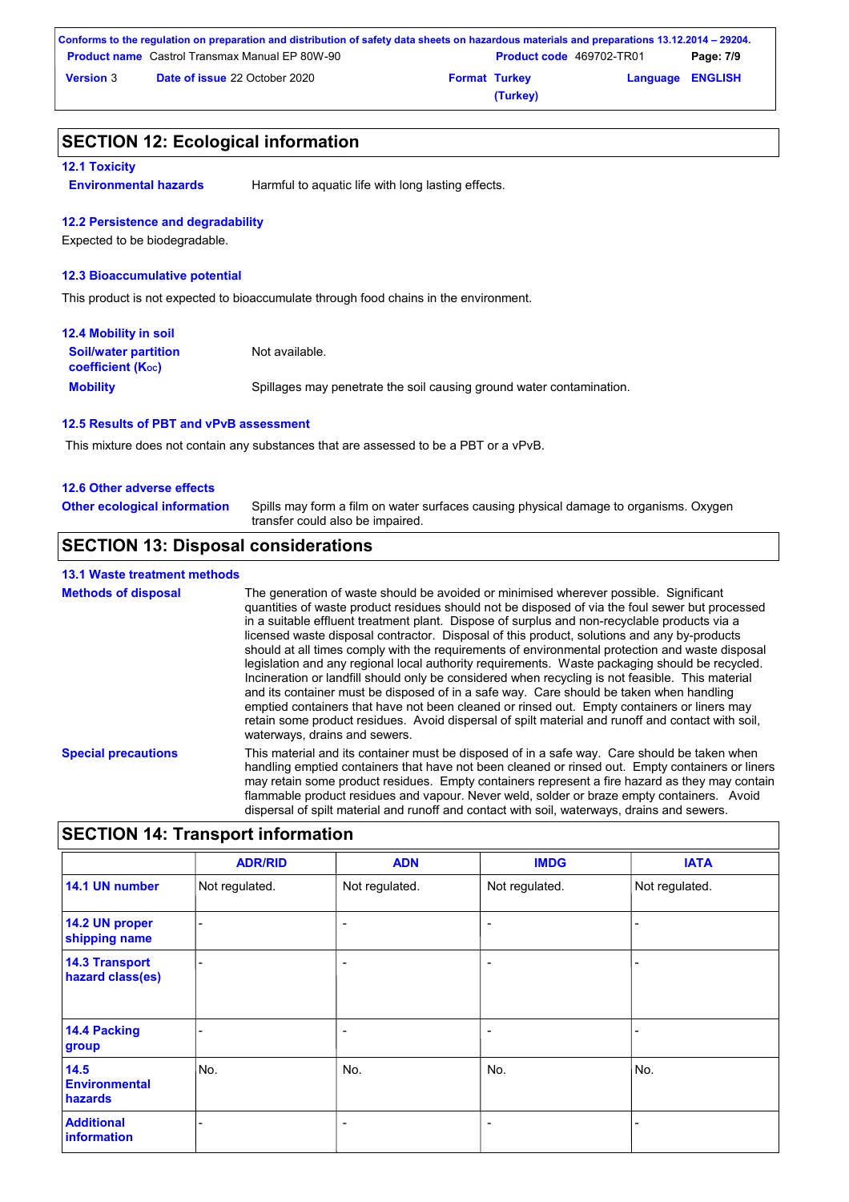## SECTION 12: Ecological information

### 12.1 Toxicity

**Environmental hazards** Harmful to aquatic life with long lasting effects.

### 12.2 Persistence and degradability

Expected to be biodegradable.

### 12.3 Bioaccumulative potential

This product is not expected to bioaccumulate through food chains in the environment.

### 12.4 Mobility in soil

**Soil/water partition coefficient ($K_{OC}$)** Not available.

**Mobility** Spillages may penetrate the soil causing ground water contamination.

### 12.5 Results of PBT and vPvB assessment

This mixture does not contain any substances that are assessed to be a PBT or a vPvB.

### 12.6 Other adverse effects

**Other ecological information** Spills may form a film on water surfaces causing physical damage to organisms. Oxygen transfer could also be impaired.

## SECTION 13: Disposal considerations

### 13.1 Waste treatment methods

**Methods of disposal** The generation of waste should be avoided or minimised wherever possible. Significant quantities of waste product residues should not be disposed of via the foul sewer but processed in a suitable effluent treatment plant. Dispose of surplus and non-recyclable products via a licensed waste disposal contractor. Disposal of this product, solutions and any by-products should at all times comply with the requirements of environmental protection and waste disposal legislation and any regional local authority requirements. Waste packaging should be recycled. Incineration or landfill should only be considered when recycling is not feasible. This material and its container must be disposed of in a safe way. Care should be taken when handling emptied containers that have not been cleaned or rinsed out. Empty containers or liners may retain some product residues. Avoid dispersal of spilt material and runoff and contact with soil, waterways, drains and sewers.

**Special precautions** This material and its container must be disposed of in a safe way. Care should be taken when handling emptied containers that have not been cleaned or rinsed out. Empty containers or liners may retain some product residues. Empty containers represent a fire hazard as they may contain flammable product residues and vapour. Never weld, solder or braze empty containers. Avoid dispersal of spilt material and runoff and contact with soil, waterways, drains and sewers.

## SECTION 14: Transport information

| | ADR/RID | ADN | IMDG | IATA |
|---|---|---|---|---|
| **14.1 UN number** | Not regulated. | Not regulated. | Not regulated. | Not regulated. |
| **14.2 UN proper shipping name** | - | - | - | - |
| **14.3 Transport hazard class(es)** | - | - | - | - |
| **14.4 Packing group** | - | - | - | - |
| **14.5 Environmental hazards** | No. | No. | No. | No. |
| **Additional information** | - | - | - | - |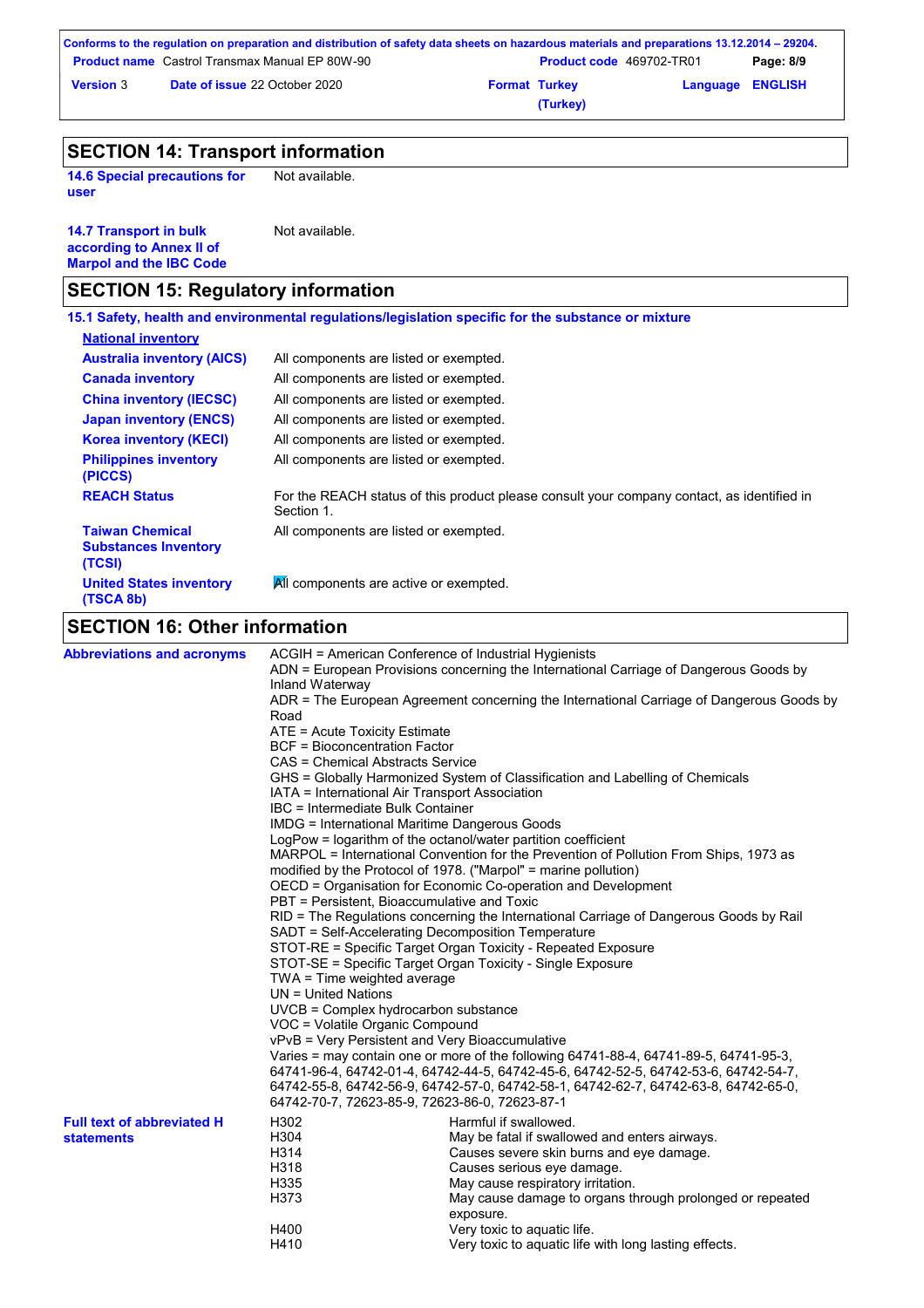## SECTION 14: Transport information

| | |
|---|---|
| **14.6 Special precautions for user** | Not available. |
| **14.7 Transport in bulk according to Annex II of Marpol and the IBC Code** | Not available. |

## SECTION 15: Regulatory information

### 15.1 Safety, health and environmental regulations/legislation specific for the substance or mixture

**National inventory**

| | |
|---|---|
| **Australia inventory (AICS)** | All components are listed or exempted. |
| **Canada inventory** | All components are listed or exempted. |
| **China inventory (IECSC)** | All components are listed or exempted. |
| **Japan inventory (ENCS)** | All components are listed or exempted. |
| **Korea inventory (KECI)** | All components are listed or exempted. |
| **Philippines inventory (PICCS)** | All components are listed or exempted. |
| **REACH Status** | For the REACH status of this product please consult your company contact, as identified in Section 1. |
| **Taiwan Chemical Substances Inventory (TCSI)** | All components are listed or exempted. |
| **United States inventory (TSCA 8b)** | All components are active or exempted. |

## SECTION 16: Other information

**Abbreviations and acronyms**

ACGIH = American Conference of Industrial Hygienists
ADN = European Provisions concerning the International Carriage of Dangerous Goods by Inland Waterway
ADR = The European Agreement concerning the International Carriage of Dangerous Goods by Road
ATE = Acute Toxicity Estimate
BCF = Bioconcentration Factor
CAS = Chemical Abstracts Service
GHS = Globally Harmonized System of Classification and Labelling of Chemicals
IATA = International Air Transport Association
IBC = Intermediate Bulk Container
IMDG = International Maritime Dangerous Goods
LogPow = logarithm of the octanol/water partition coefficient
MARPOL = International Convention for the Prevention of Pollution From Ships, 1973 as modified by the Protocol of 1978. ("Marpol" = marine pollution)
OECD = Organisation for Economic Co-operation and Development
PBT = Persistent, Bioaccumulative and Toxic
RID = The Regulations concerning the International Carriage of Dangerous Goods by Rail
SADT = Self-Accelerating Decomposition Temperature
STOT-RE = Specific Target Organ Toxicity - Repeated Exposure
STOT-SE = Specific Target Organ Toxicity - Single Exposure
TWA = Time weighted average
UN = United Nations
UVCB = Complex hydrocarbon substance
VOC = Volatile Organic Compound
vPvB = Very Persistent and Very Bioaccumulative
Varies = may contain one or more of the following 64741-88-4, 64741-89-5, 64741-95-3, 64741-96-4, 64742-01-4, 64742-44-5, 64742-45-6, 64742-52-5, 64742-53-6, 64742-54-7, 64742-55-8, 64742-56-9, 64742-57-0, 64742-58-1, 64742-62-7, 64742-63-8, 64742-65-0, 64742-70-7, 72623-85-9, 72623-86-0, 72623-87-1

**Full text of abbreviated H statements**

| | |
|---|---|
| H302 | Harmful if swallowed. |
| H304 | May be fatal if swallowed and enters airways. |
| H314 | Causes severe skin burns and eye damage. |
| H318 | Causes serious eye damage. |
| H335 | May cause respiratory irritation. |
| H373 | May cause damage to organs through prolonged or repeated exposure. |
| H400 | Very toxic to aquatic life. |
| H410 | Very toxic to aquatic life with long lasting effects. |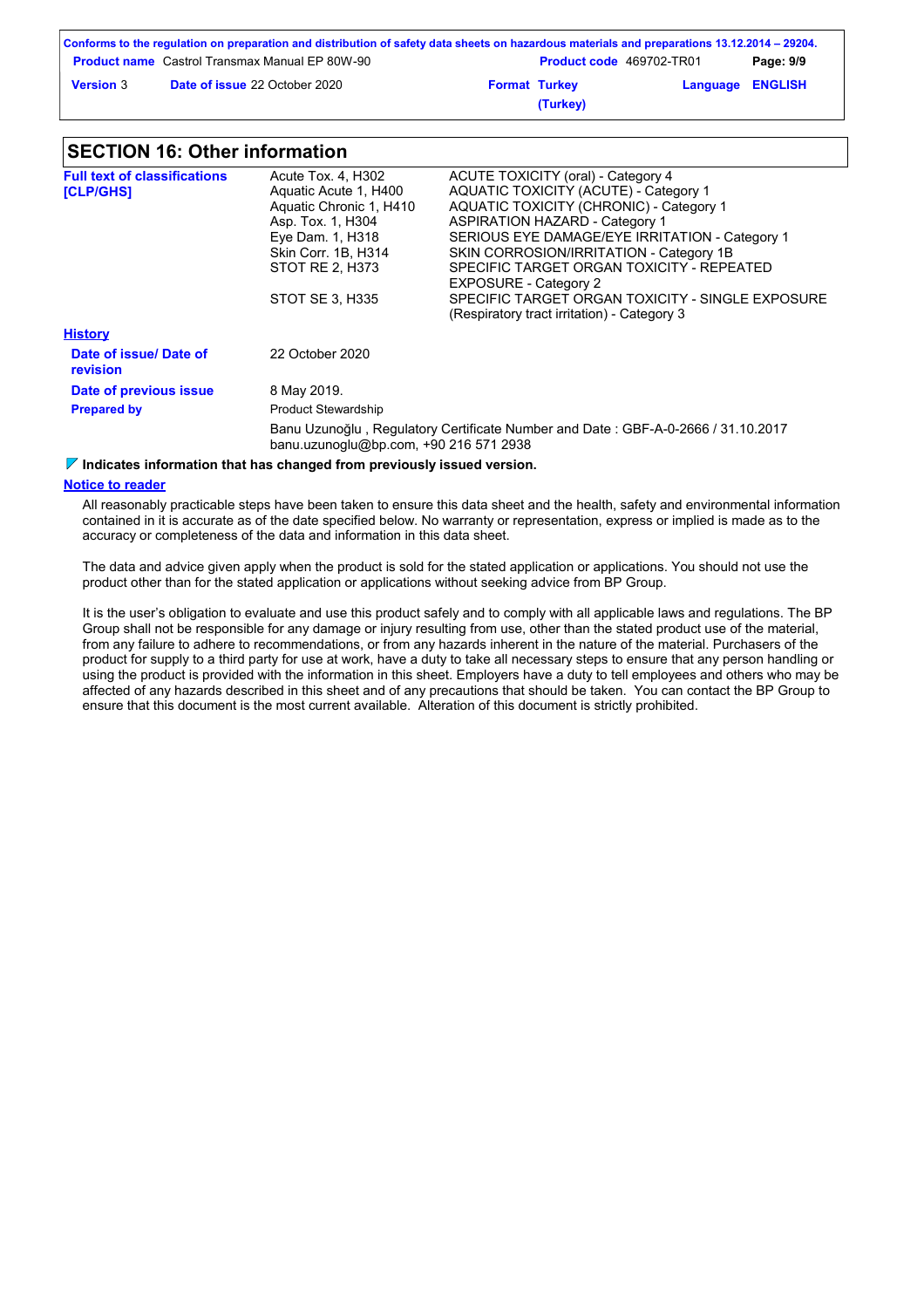## SECTION 16: Other information

**Full text of classifications [CLP/GHS]**

| | |
|---|---|
| Acute Tox. 4, H302 | ACUTE TOXICITY (oral) - Category 4 |
| Aquatic Acute 1, H400 | AQUATIC TOXICITY (ACUTE) - Category 1 |
| Aquatic Chronic 1, H410 | AQUATIC TOXICITY (CHRONIC) - Category 1 |
| Asp. Tox. 1, H304 | ASPIRATION HAZARD - Category 1 |
| Eye Dam. 1, H318 | SERIOUS EYE DAMAGE/EYE IRRITATION - Category 1 |
| Skin Corr. 1B, H314 | SKIN CORROSION/IRRITATION - Category 1B |
| STOT RE 2, H373 | SPECIFIC TARGET ORGAN TOXICITY - REPEATED EXPOSURE - Category 2 |
| STOT SE 3, H335 | SPECIFIC TARGET ORGAN TOXICITY - SINGLE EXPOSURE (Respiratory tract irritation) - Category 3 |

**History**

**Date of issue/ Date of revision** 22 October 2020

**Date of previous issue** 8 May 2019.

**Prepared by** Product Stewardship

Banu Uzunoğlu , Regulatory Certificate Number and Date : GBF-A-0-2666 / 31.10.2017
banu.uzunoglu@bp.com, +90 216 571 2938

**Indicates information that has changed from previously issued version.**

**Notice to reader**

All reasonably practicable steps have been taken to ensure this data sheet and the health, safety and environmental information contained in it is accurate as of the date specified below. No warranty or representation, express or implied is made as to the accuracy or completeness of the data and information in this data sheet.

The data and advice given apply when the product is sold for the stated application or applications. You should not use the product other than for the stated application or applications without seeking advice from BP Group.

It is the user's obligation to evaluate and use this product safely and to comply with all applicable laws and regulations. The BP Group shall not be responsible for any damage or injury resulting from use, other than the stated product use of the material, from any failure to adhere to recommendations, or from any hazards inherent in the nature of the material. Purchasers of the product for supply to a third party for use at work, have a duty to take all necessary steps to ensure that any person handling or using the product is provided with the information in this sheet. Employers have a duty to tell employees and others who may be affected of any hazards described in this sheet and of any precautions that should be taken. You can contact the BP Group to ensure that this document is the most current available. Alteration of this document is strictly prohibited.